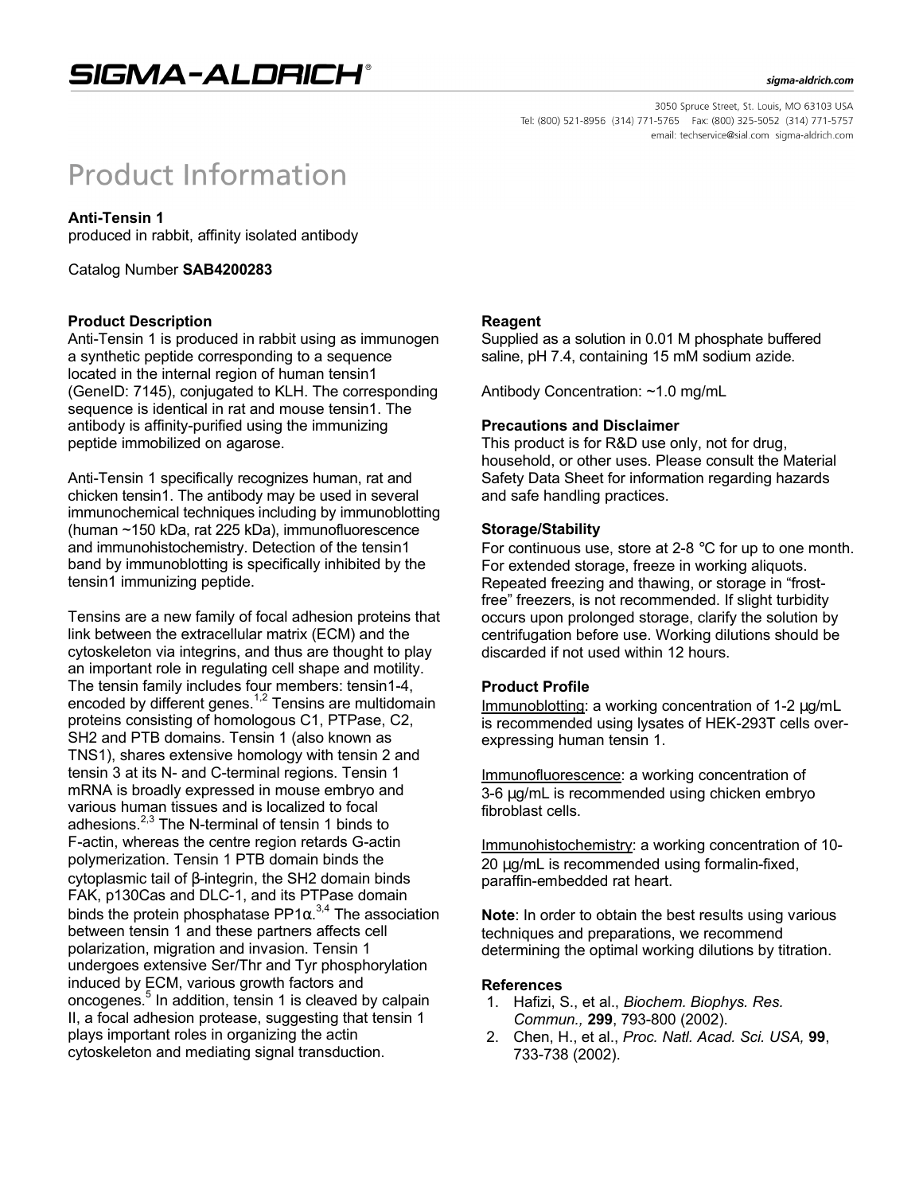SIGMA-ALDRICH®

sigma-aldrich.com

3050 Spruce Street, St. Louis, MO 63103 USA
Tel: (800) 521-8956 (314) 771-5765 Fax: (800) 325-5052 (314) 771-5757
email: techservice@sial.com sigma-aldrich.com

# Product Information

**Anti-Tensin 1**
produced in rabbit, affinity isolated antibody

Catalog Number **SAB4200283**

### Product Description

Anti-Tensin 1 is produced in rabbit using as immunogen a synthetic peptide corresponding to a sequence located in the internal region of human tensin1 (GeneID: 7145), conjugated to KLH. The corresponding sequence is identical in rat and mouse tensin1. The antibody is affinity-purified using the immunizing peptide immobilized on agarose.

Anti-Tensin 1 specifically recognizes human, rat and chicken tensin1. The antibody may be used in several immunochemical techniques including by immunoblotting (human ~150 kDa, rat 225 kDa), immunofluorescence and immunohistochemistry. Detection of the tensin1 band by immunoblotting is specifically inhibited by the tensin1 immunizing peptide.

Tensins are a new family of focal adhesion proteins that link between the extracellular matrix (ECM) and the cytoskeleton via integrins, and thus are thought to play an important role in regulating cell shape and motility. The tensin family includes four members: tensin1-4, encoded by different genes.[1,2] Tensins are multidomain proteins consisting of homologous C1, PTPase, C2, SH2 and PTB domains. Tensin 1 (also known as TNS1), shares extensive homology with tensin 2 and tensin 3 at its N- and C-terminal regions. Tensin 1 mRNA is broadly expressed in mouse embryo and various human tissues and is localized to focal adhesions.[2,3] The N-terminal of tensin 1 binds to F-actin, whereas the centre region retards G-actin polymerization. Tensin 1 PTB domain binds the cytoplasmic tail of β-integrin, the SH2 domain binds FAK, p130Cas and DLC-1, and its PTPase domain binds the protein phosphatase PP1α.[3,4] The association between tensin 1 and these partners affects cell polarization, migration and invasion. Tensin 1 undergoes extensive Ser/Thr and Tyr phosphorylation induced by ECM, various growth factors and oncogenes.[5] In addition, tensin 1 is cleaved by calpain II, a focal adhesion protease, suggesting that tensin 1 plays important roles in organizing the actin cytoskeleton and mediating signal transduction.

### Reagent

Supplied as a solution in 0.01 M phosphate buffered saline, pH 7.4, containing 15 mM sodium azide.

Antibody Concentration: ~1.0 mg/mL

### Precautions and Disclaimer

This product is for R&D use only, not for drug, household, or other uses. Please consult the Material Safety Data Sheet for information regarding hazards and safe handling practices.

### Storage/Stability

For continuous use, store at 2-8 °C for up to one month. For extended storage, freeze in working aliquots. Repeated freezing and thawing, or storage in "frost-free" freezers, is not recommended. If slight turbidity occurs upon prolonged storage, clarify the solution by centrifugation before use. Working dilutions should be discarded if not used within 12 hours.

### Product Profile

Immunoblotting: a working concentration of 1-2 μg/mL is recommended using lysates of HEK-293T cells over-expressing human tensin 1.

Immunofluorescence: a working concentration of 3-6 μg/mL is recommended using chicken embryo fibroblast cells.

Immunohistochemistry: a working concentration of 10-20 μg/mL is recommended using formalin-fixed, paraffin-embedded rat heart.

**Note**: In order to obtain the best results using various techniques and preparations, we recommend determining the optimal working dilutions by titration.

### References

1. Hafizi, S., et al., *Biochem. Biophys. Res. Commun.,* **299**, 793-800 (2002).
2. Chen, H., et al., *Proc. Natl. Acad. Sci. USA,* **99**, 733-738 (2002).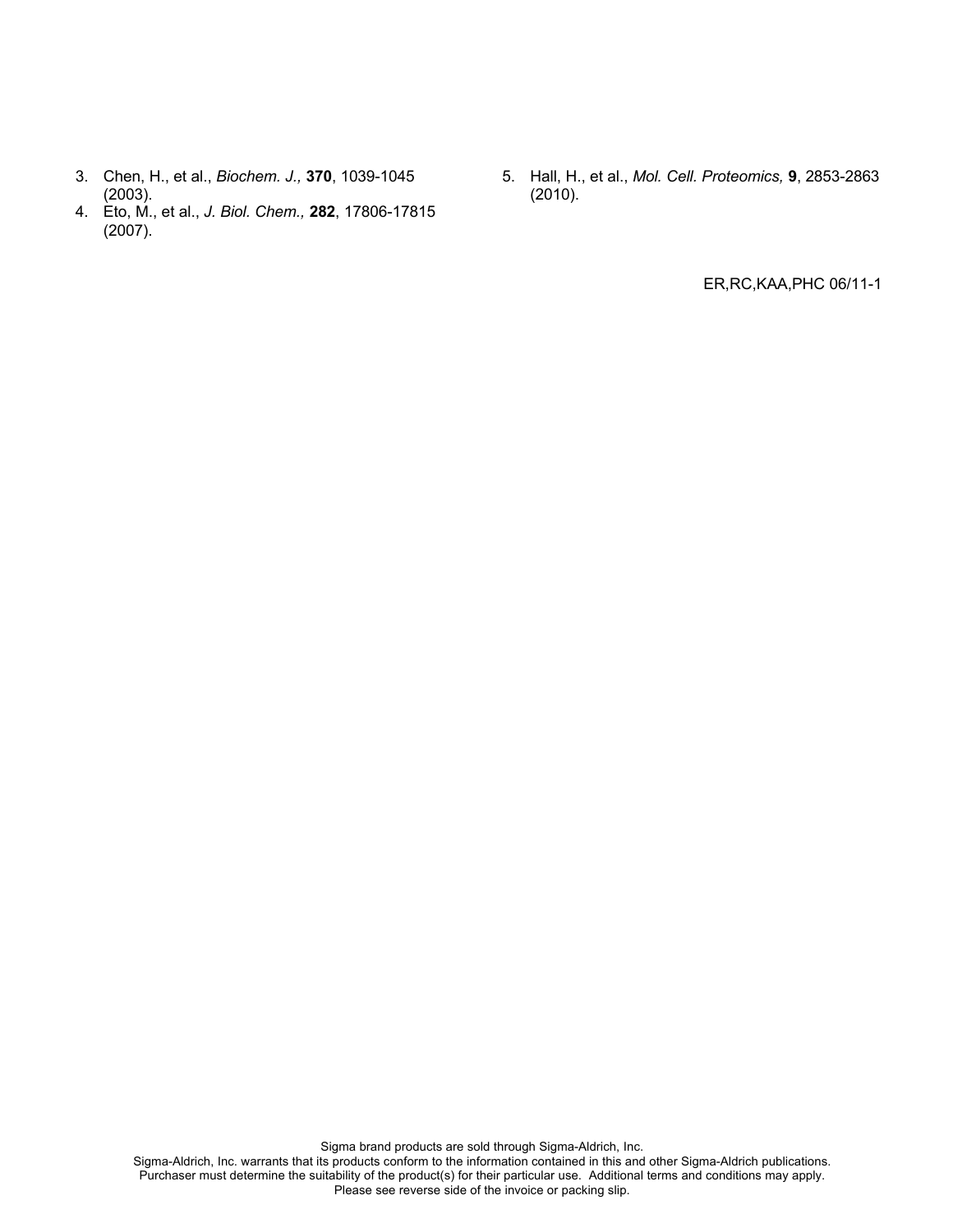3. Chen, H., et al., *Biochem. J.,* **370**, 1039-1045 (2003).
4. Eto, M., et al., *J. Biol. Chem.,* **282**, 17806-17815 (2007).
5. Hall, H., et al., *Mol. Cell. Proteomics,* **9**, 2853-2863 (2010).

ER,RC,KAA,PHC 06/11-1

Sigma brand products are sold through Sigma-Aldrich, Inc.
Sigma-Aldrich, Inc. warrants that its products conform to the information contained in this and other Sigma-Aldrich publications. Purchaser must determine the suitability of the product(s) for their particular use. Additional terms and conditions may apply. Please see reverse side of the invoice or packing slip.